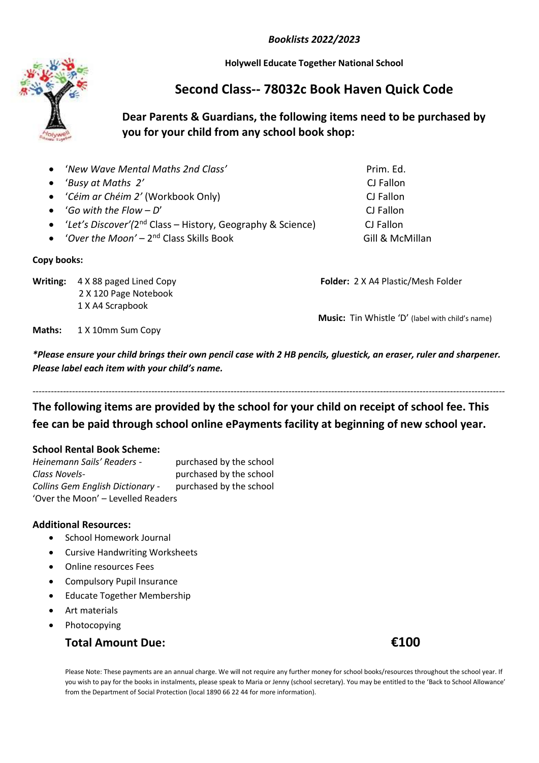***Booklists 2022/2023***

**Holywell Educate Together National School**

## Second Class-- 78032c Book Haven Quick Code

### Dear Parents & Guardians, the following items need to be purchased by you for your child from any school book shop:

| Book | Publisher |
|---|---|
| '*New Wave Mental Maths 2nd Class*' | Prim. Ed. |
| '*Busy at Maths 2*' | CJ Fallon |
| '*Céim ar Chéim 2*' (Workbook Only) | CJ Fallon |
| '*Go with the Flow – D*' | CJ Fallon |
| '*Let's Discover*'(2nd Class – History, Geography & Science) | CJ Fallon |
| '*Over the Moon*' – 2nd Class Skills Book | Gill & McMillan |

**Copy books:**

**Writing:** 4 X 88 paged Lined Copy
2 X 120 Page Notebook
1 X A4 Scrapbook

**Maths:** 1 X 10mm Sum Copy

**Folder:** 2 X A4 Plastic/Mesh Folder

**Music:** Tin Whistle 'D' (label with child's name)

***\*Please ensure your child brings their own pencil case with 2 HB pencils, gluestick, an eraser, ruler and sharpener. Please label each item with your child's name.***

---

### The following items are provided by the school for your child on receipt of school fee. This fee can be paid through school online ePayments facility at beginning of new school year.

**School Rental Book Scheme:**

| Item | |
|---|---|
| *Heinemann Sails' Readers* - | purchased by the school |
| *Class Novels*- | purchased by the school |
| *Collins Gem English Dictionary* - | purchased by the school |
| 'Over the Moon' – Levelled Readers | |

**Additional Resources:**

- School Homework Journal
- Cursive Handwriting Worksheets
- Online resources Fees
- Compulsory Pupil Insurance
- Educate Together Membership
- Art materials
- Photocopying

**Total Amount Due: €100**

Please Note: These payments are an annual charge. We will not require any further money for school books/resources throughout the school year. If you wish to pay for the books in instalments, please speak to Maria or Jenny (school secretary). You may be entitled to the 'Back to School Allowance' from the Department of Social Protection (local 1890 66 22 44 for more information).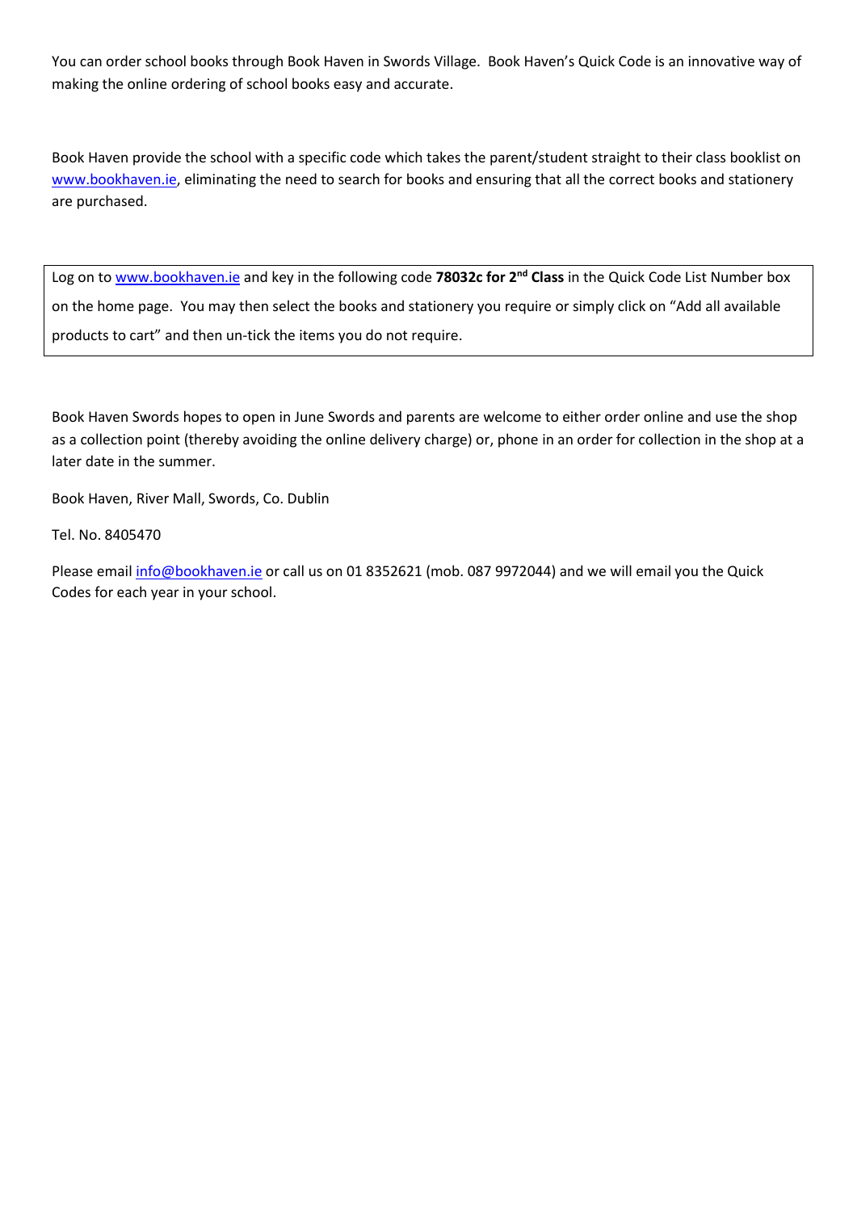You can order school books through Book Haven in Swords Village. Book Haven's Quick Code is an innovative way of making the online ordering of school books easy and accurate.

Book Haven provide the school with a specific code which takes the parent/student straight to their class booklist on www.bookhaven.ie, eliminating the need to search for books and ensuring that all the correct books and stationery are purchased.

Log on to www.bookhaven.ie and key in the following code **78032c for 2nd Class** in the Quick Code List Number box on the home page. You may then select the books and stationery you require or simply click on "Add all available products to cart" and then un-tick the items you do not require.

Book Haven Swords hopes to open in June Swords and parents are welcome to either order online and use the shop as a collection point (thereby avoiding the online delivery charge) or, phone in an order for collection in the shop at a later date in the summer.

Book Haven, River Mall, Swords, Co. Dublin

Tel. No. 8405470

Please email info@bookhaven.ie or call us on 01 8352621 (mob. 087 9972044) and we will email you the Quick Codes for each year in your school.